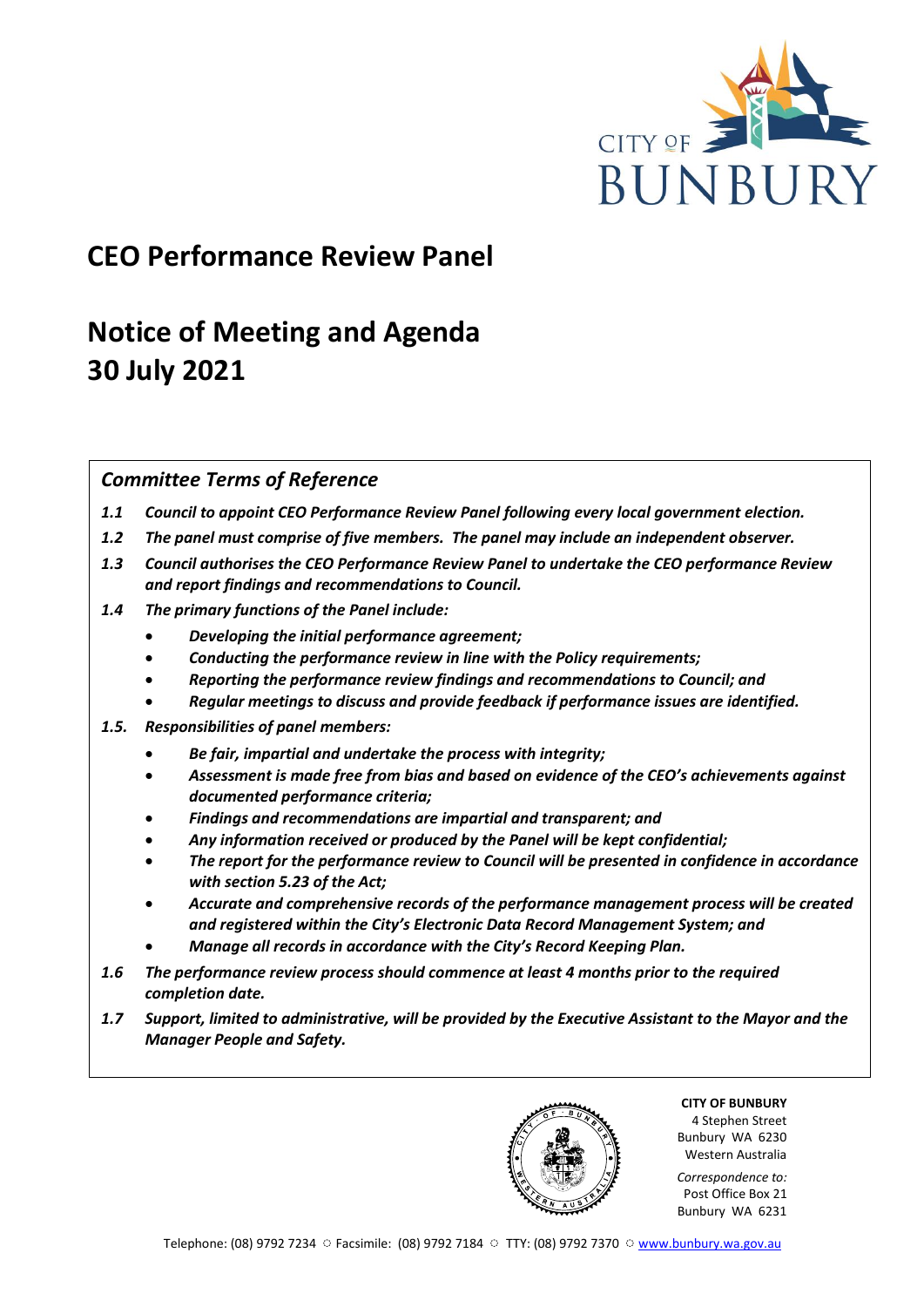# CEO Performance Review Panel

# Notice of Meeting and Agenda
# 30 July 2021

## *Committee Terms of Reference*

***1.1*** ***Council to appoint CEO Performance Review Panel following every local government election.***

***1.2*** ***The panel must comprise of five members. The panel may include an independent observer.***

***1.3*** ***Council authorises the CEO Performance Review Panel to undertake the CEO performance Review and report findings and recommendations to Council.***

***1.4*** ***The primary functions of the Panel include:***

- ***Developing the initial performance agreement;***
- ***Conducting the performance review in line with the Policy requirements;***
- ***Reporting the performance review findings and recommendations to Council; and***
- ***Regular meetings to discuss and provide feedback if performance issues are identified.***

***1.5.*** ***Responsibilities of panel members:***

- ***Be fair, impartial and undertake the process with integrity;***
- ***Assessment is made free from bias and based on evidence of the CEO's achievements against documented performance criteria;***
- ***Findings and recommendations are impartial and transparent; and***
- ***Any information received or produced by the Panel will be kept confidential;***
- ***The report for the performance review to Council will be presented in confidence in accordance with section 5.23 of the Act;***
- ***Accurate and comprehensive records of the performance management process will be created and registered within the City's Electronic Data Record Management System; and***
- ***Manage all records in accordance with the City's Record Keeping Plan.***

***1.6*** ***The performance review process should commence at least 4 months prior to the required completion date.***

***1.7*** ***Support, limited to administrative, will be provided by the Executive Assistant to the Mayor and the Manager People and Safety.***

**CITY OF BUNBURY**
4 Stephen Street
Bunbury WA 6230
Western Australia

*Correspondence to:*
Post Office Box 21
Bunbury WA 6231

Telephone: (08) 9792 7234 ◌ Facsimile: (08) 9792 7184 ◌ TTY: (08) 9792 7370 ◌ www.bunbury.wa.gov.au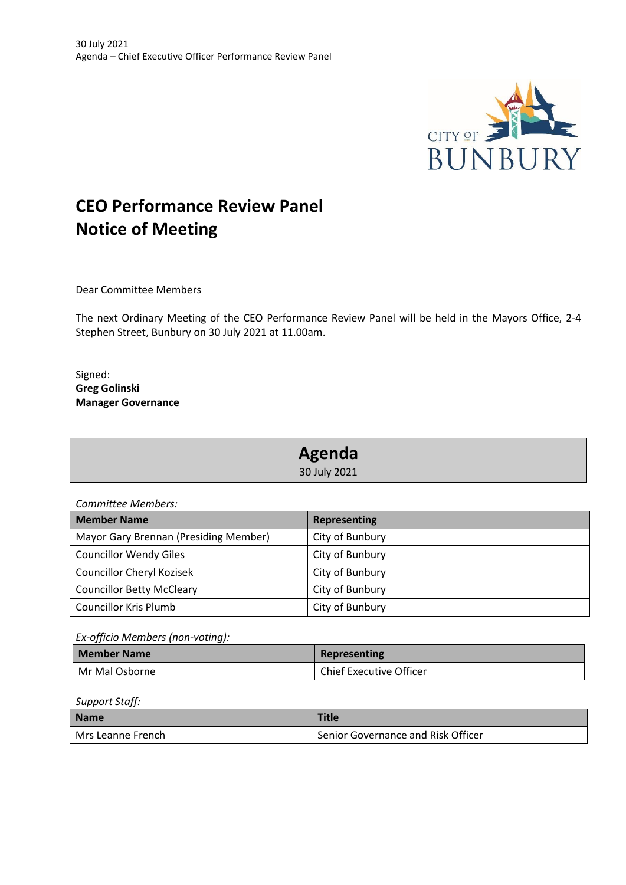# CEO Performance Review Panel
# Notice of Meeting

Dear Committee Members

The next Ordinary Meeting of the CEO Performance Review Panel will be held in the Mayors Office, 2-4 Stephen Street, Bunbury on 30 July 2021 at 11.00am.

Signed:
**Greg Golinski**
**Manager Governance**

## Agenda

30 July 2021

*Committee Members:*

| Member Name | Representing |
| --- | --- |
| Mayor Gary Brennan (Presiding Member) | City of Bunbury |
| Councillor Wendy Giles | City of Bunbury |
| Councillor Cheryl Kozisek | City of Bunbury |
| Councillor Betty McCleary | City of Bunbury |
| Councillor Kris Plumb | City of Bunbury |

*Ex-officio Members (non-voting):*

| Member Name | Representing |
| --- | --- |
| Mr Mal Osborne | Chief Executive Officer |

*Support Staff:*

| Name | Title |
| --- | --- |
| Mrs Leanne French | Senior Governance and Risk Officer |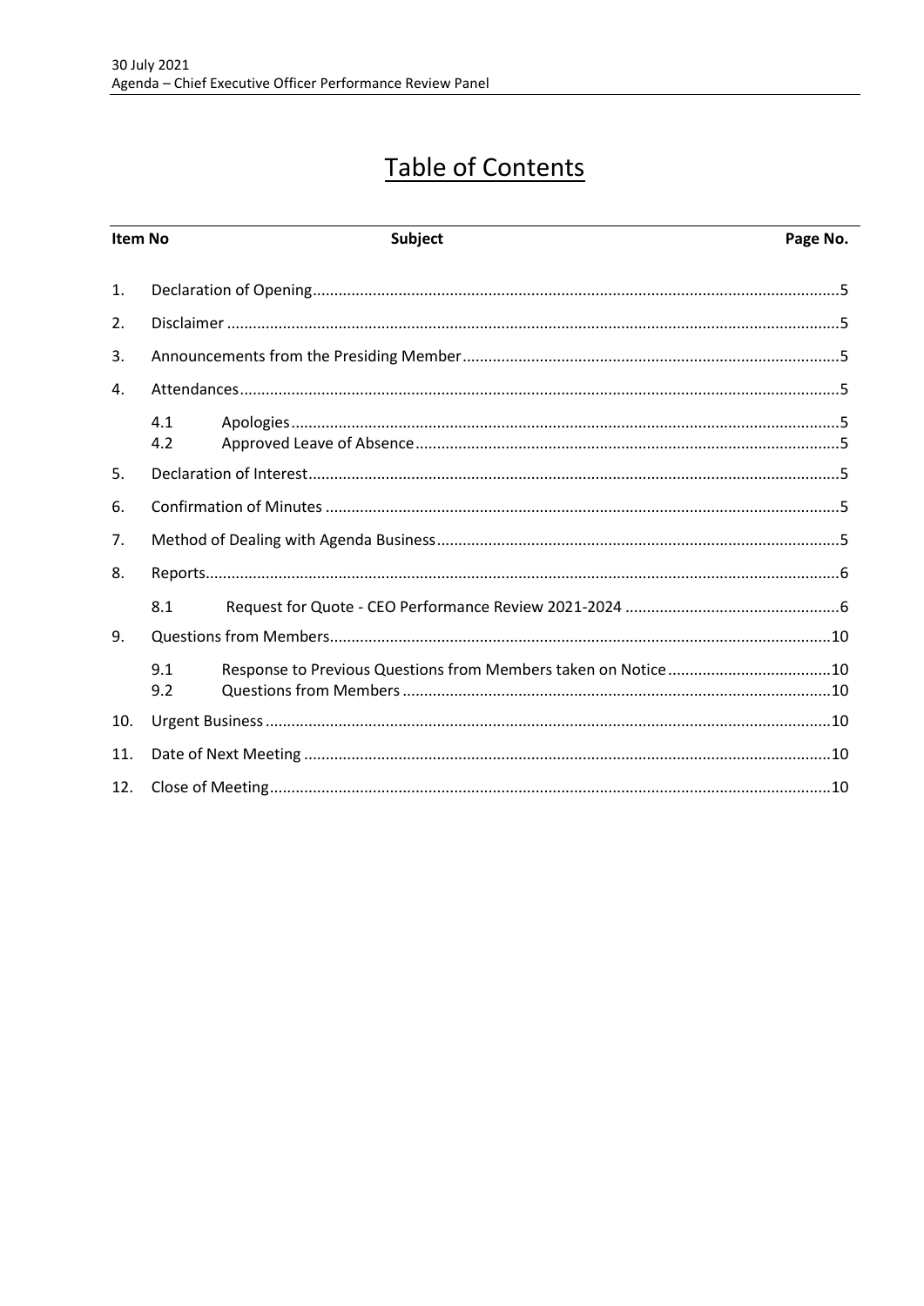# Table of Contents

| Item No | Subject | Page No. |
|---|---|---|
| 1. | Declaration of Opening | 5 |
| 2. | Disclaimer | 5 |
| 3. | Announcements from the Presiding Member | 5 |
| 4. | Attendances | 5 |
| 4.1 | Apologies | 5 |
| 4.2 | Approved Leave of Absence | 5 |
| 5. | Declaration of Interest | 5 |
| 6. | Confirmation of Minutes | 5 |
| 7. | Method of Dealing with Agenda Business | 5 |
| 8. | Reports | 6 |
| 8.1 | Request for Quote - CEO Performance Review 2021-2024 | 6 |
| 9. | Questions from Members | 10 |
| 9.1 | Response to Previous Questions from Members taken on Notice | 10 |
| 9.2 | Questions from Members | 10 |
| 10. | Urgent Business | 10 |
| 11. | Date of Next Meeting | 10 |
| 12. | Close of Meeting | 10 |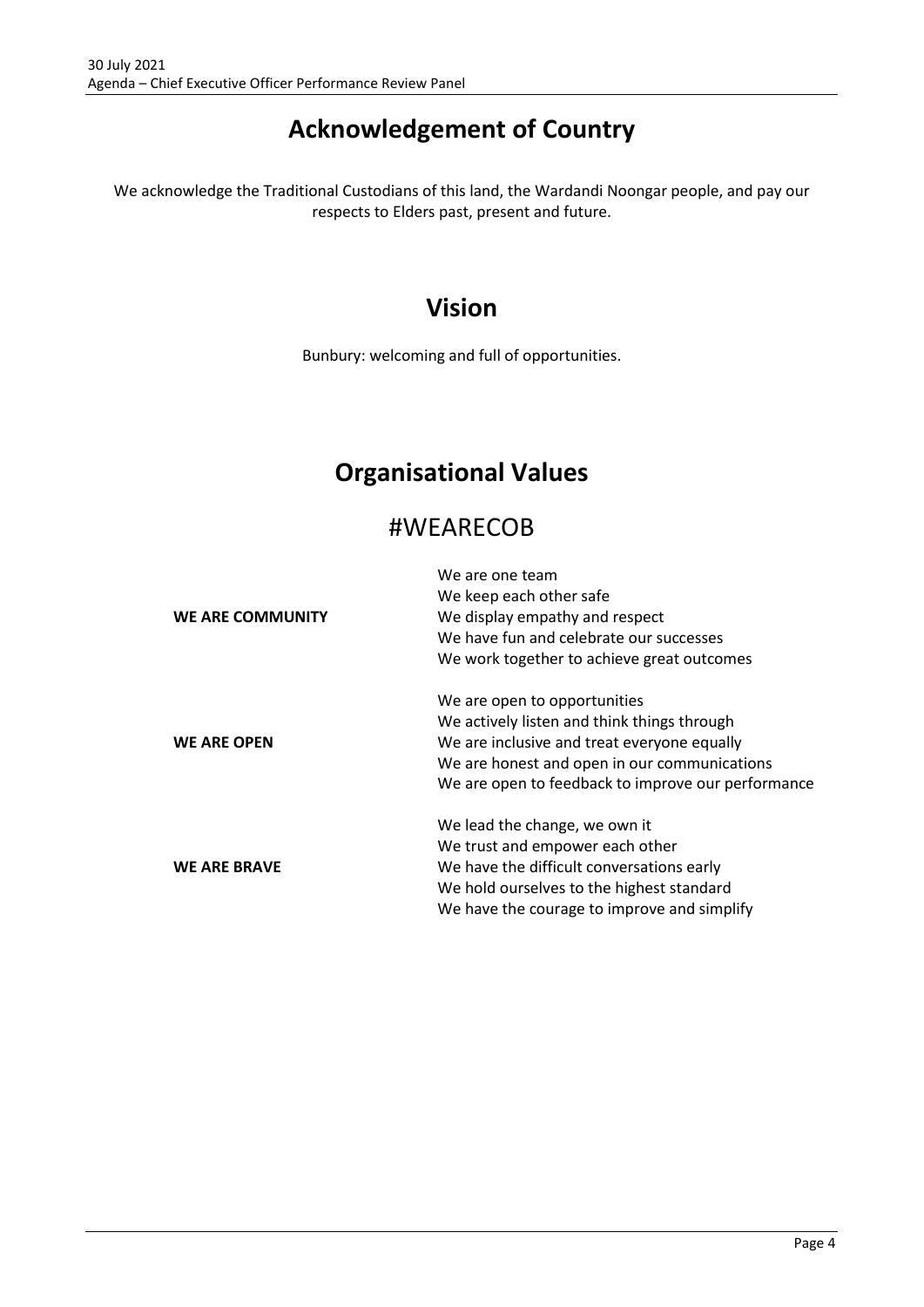# Acknowledgement of Country

We acknowledge the Traditional Custodians of this land, the Wardandi Noongar people, and pay our respects to Elders past, present and future.

# Vision

Bunbury: welcoming and full of opportunities.

# Organisational Values

## #WEARECOB

| | |
|---|---|
| **WE ARE COMMUNITY** | We are one team<br>We keep each other safe<br>We display empathy and respect<br>We have fun and celebrate our successes<br>We work together to achieve great outcomes |
| **WE ARE OPEN** | We are open to opportunities<br>We actively listen and think things through<br>We are inclusive and treat everyone equally<br>We are honest and open in our communications<br>We are open to feedback to improve our performance |
| **WE ARE BRAVE** | We lead the change, we own it<br>We trust and empower each other<br>We have the difficult conversations early<br>We hold ourselves to the highest standard<br>We have the courage to improve and simplify |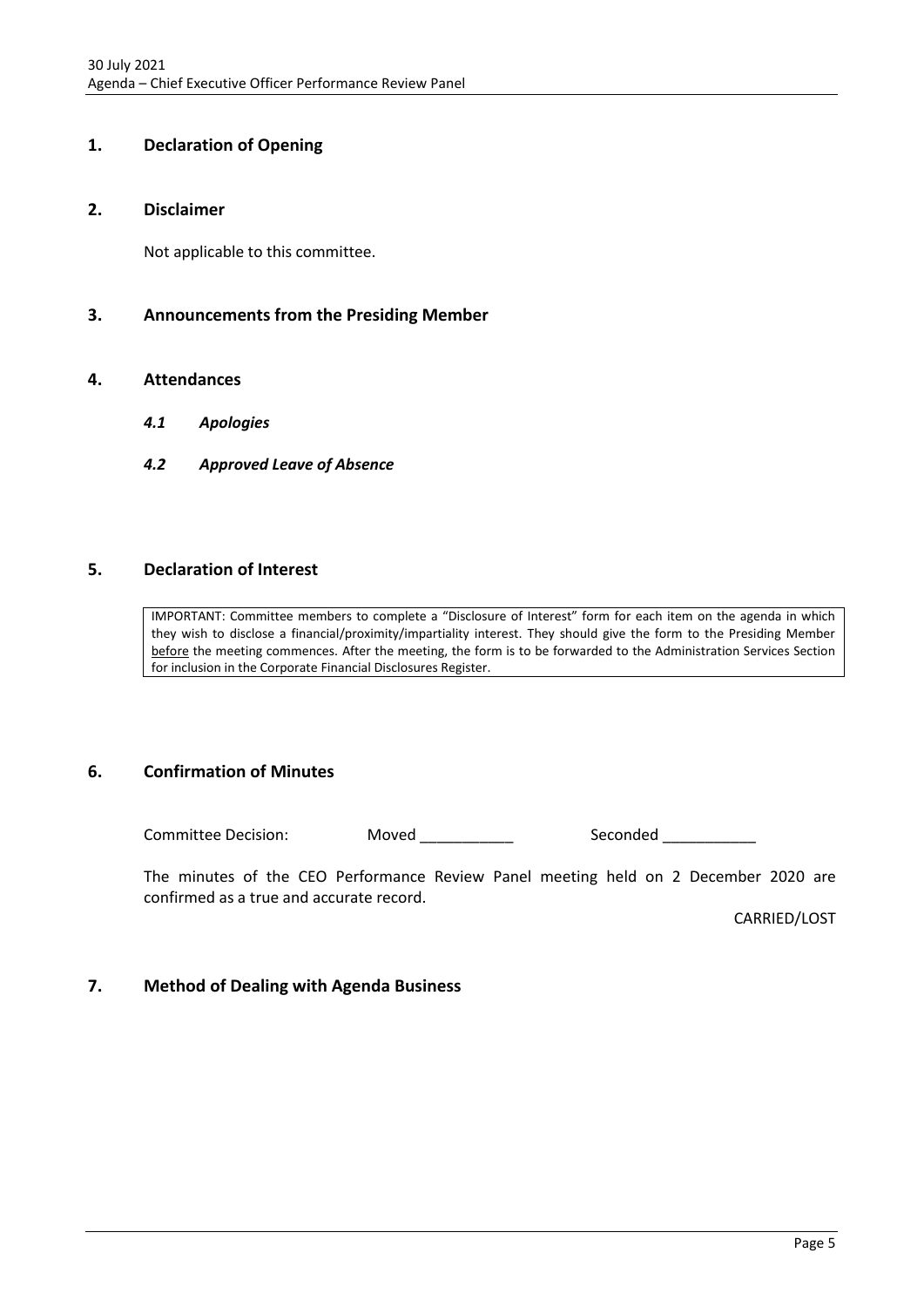## 1. Declaration of Opening

## 2. Disclaimer

Not applicable to this committee.

## 3. Announcements from the Presiding Member

## 4. Attendances

### *4.1 Apologies*

### *4.2 Approved Leave of Absence*

## 5. Declaration of Interest

IMPORTANT: Committee members to complete a "Disclosure of Interest" form for each item on the agenda in which they wish to disclose a financial/proximity/impartiality interest. They should give the form to the Presiding Member before the meeting commences. After the meeting, the form is to be forwarded to the Administration Services Section for inclusion in the Corporate Financial Disclosures Register.

## 6. Confirmation of Minutes

Committee Decision: Moved ___________ Seconded ___________

The minutes of the CEO Performance Review Panel meeting held on 2 December 2020 are confirmed as a true and accurate record.

CARRIED/LOST

## 7. Method of Dealing with Agenda Business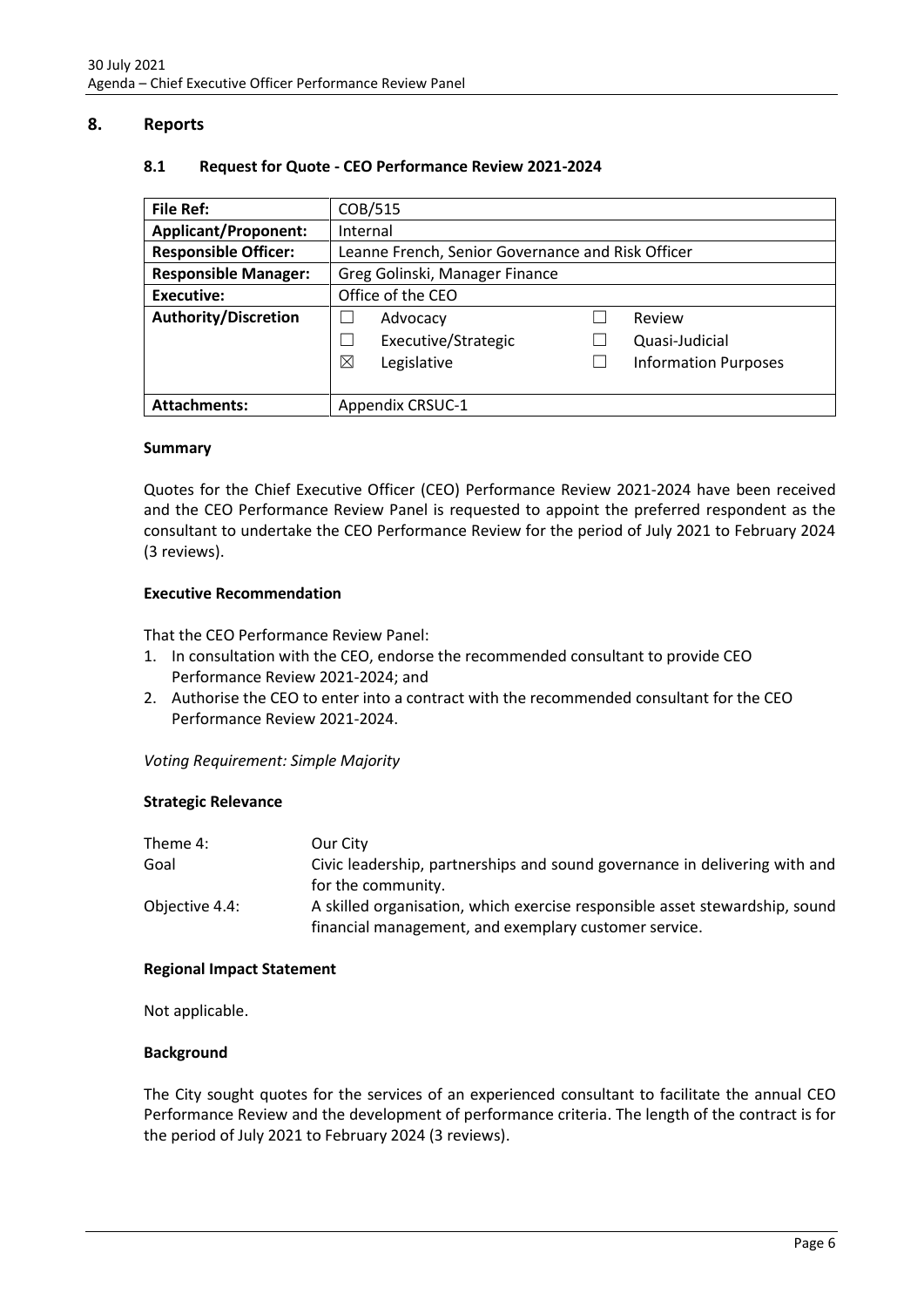# 8. Reports

## 8.1 Request for Quote - CEO Performance Review 2021-2024

| **File Ref:** | COB/515 | | |
|---|---|---|---|
| **Applicant/Proponent:** | Internal | | |
| **Responsible Officer:** | Leanne French, Senior Governance and Risk Officer | | |
| **Responsible Manager:** | Greg Golinski, Manager Finance | | |
| **Executive:** | Office of the CEO | | |
| **Authority/Discretion** | ☐ Advocacy | ☐ Review | |
| | ☐ Executive/Strategic | ☐ Quasi-Judicial | |
| | ☒ Legislative | ☐ Information Purposes | |
| **Attachments:** | Appendix CRSUC-1 | | |

**Summary**

Quotes for the Chief Executive Officer (CEO) Performance Review 2021-2024 have been received and the CEO Performance Review Panel is requested to appoint the preferred respondent as the consultant to undertake the CEO Performance Review for the period of July 2021 to February 2024 (3 reviews).

**Executive Recommendation**

That the CEO Performance Review Panel:

1. In consultation with the CEO, endorse the recommended consultant to provide CEO Performance Review 2021-2024; and
2. Authorise the CEO to enter into a contract with the recommended consultant for the CEO Performance Review 2021-2024.

*Voting Requirement: Simple Majority*

**Strategic Relevance**

| | |
|---|---|
| Theme 4: | Our City |
| Goal | Civic leadership, partnerships and sound governance in delivering with and for the community. |
| Objective 4.4: | A skilled organisation, which exercise responsible asset stewardship, sound financial management, and exemplary customer service. |

**Regional Impact Statement**

Not applicable.

**Background**

The City sought quotes for the services of an experienced consultant to facilitate the annual CEO Performance Review and the development of performance criteria. The length of the contract is for the period of July 2021 to February 2024 (3 reviews).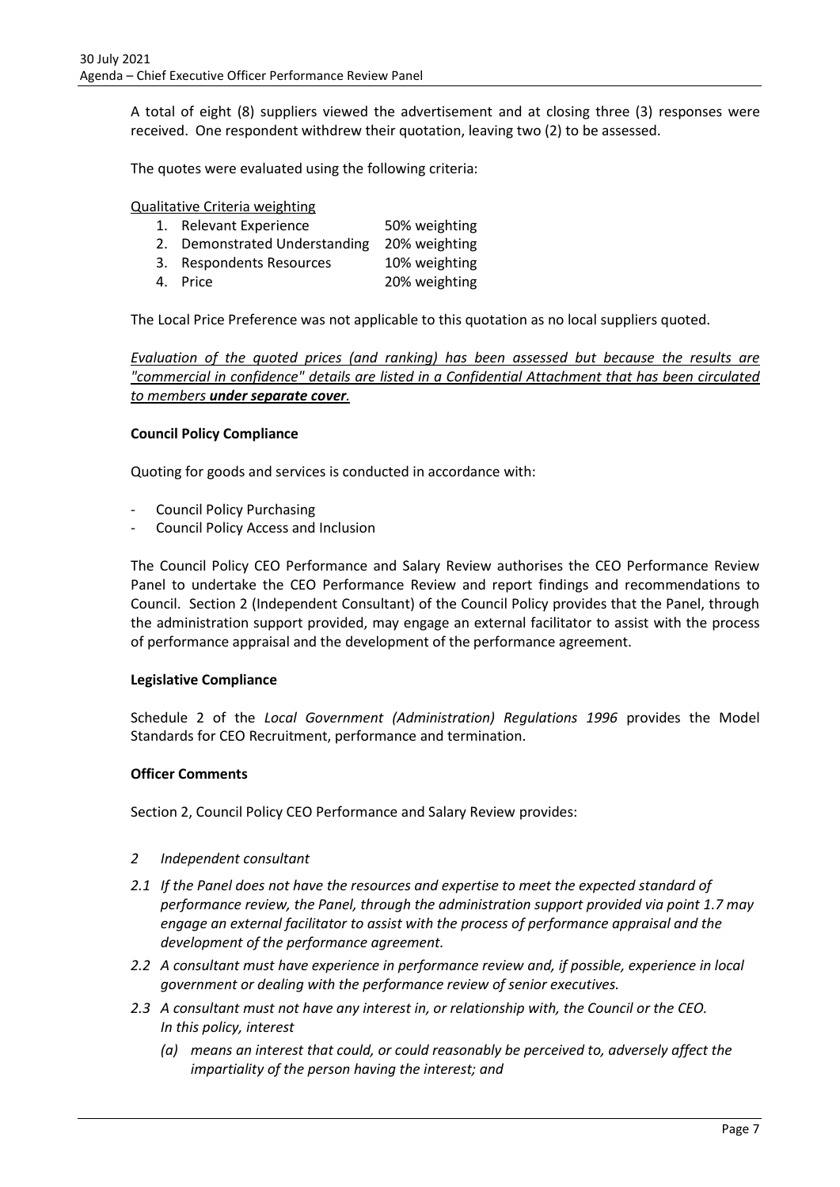A total of eight (8) suppliers viewed the advertisement and at closing three (3) responses were received. One respondent withdrew their quotation, leaving two (2) to be assessed.

The quotes were evaluated using the following criteria:

Qualitative Criteria weighting

| | Criteria | Weighting |
|---|---|---|
| 1. | Relevant Experience | 50% weighting |
| 2. | Demonstrated Understanding | 20% weighting |
| 3. | Respondents Resources | 10% weighting |
| 4. | Price | 20% weighting |

The Local Price Preference was not applicable to this quotation as no local suppliers quoted.

*Evaluation of the quoted prices (and ranking) has been assessed but because the results are "commercial in confidence" details are listed in a Confidential Attachment that has been circulated to members* ***under separate cover.***

**Council Policy Compliance**

Quoting for goods and services is conducted in accordance with:

- Council Policy Purchasing
- Council Policy Access and Inclusion

The Council Policy CEO Performance and Salary Review authorises the CEO Performance Review Panel to undertake the CEO Performance Review and report findings and recommendations to Council. Section 2 (Independent Consultant) of the Council Policy provides that the Panel, through the administration support provided, may engage an external facilitator to assist with the process of performance appraisal and the development of the performance agreement.

**Legislative Compliance**

Schedule 2 of the *Local Government (Administration) Regulations 1996* provides the Model Standards for CEO Recruitment, performance and termination.

**Officer Comments**

Section 2, Council Policy CEO Performance and Salary Review provides:

*2 Independent consultant*

*2.1 If the Panel does not have the resources and expertise to meet the expected standard of performance review, the Panel, through the administration support provided via point 1.7 may engage an external facilitator to assist with the process of performance appraisal and the development of the performance agreement.*

*2.2 A consultant must have experience in performance review and, if possible, experience in local government or dealing with the performance review of senior executives.*

*2.3 A consultant must not have any interest in, or relationship with, the Council or the CEO. In this policy, interest*

*(a) means an interest that could, or could reasonably be perceived to, adversely affect the impartiality of the person having the interest; and*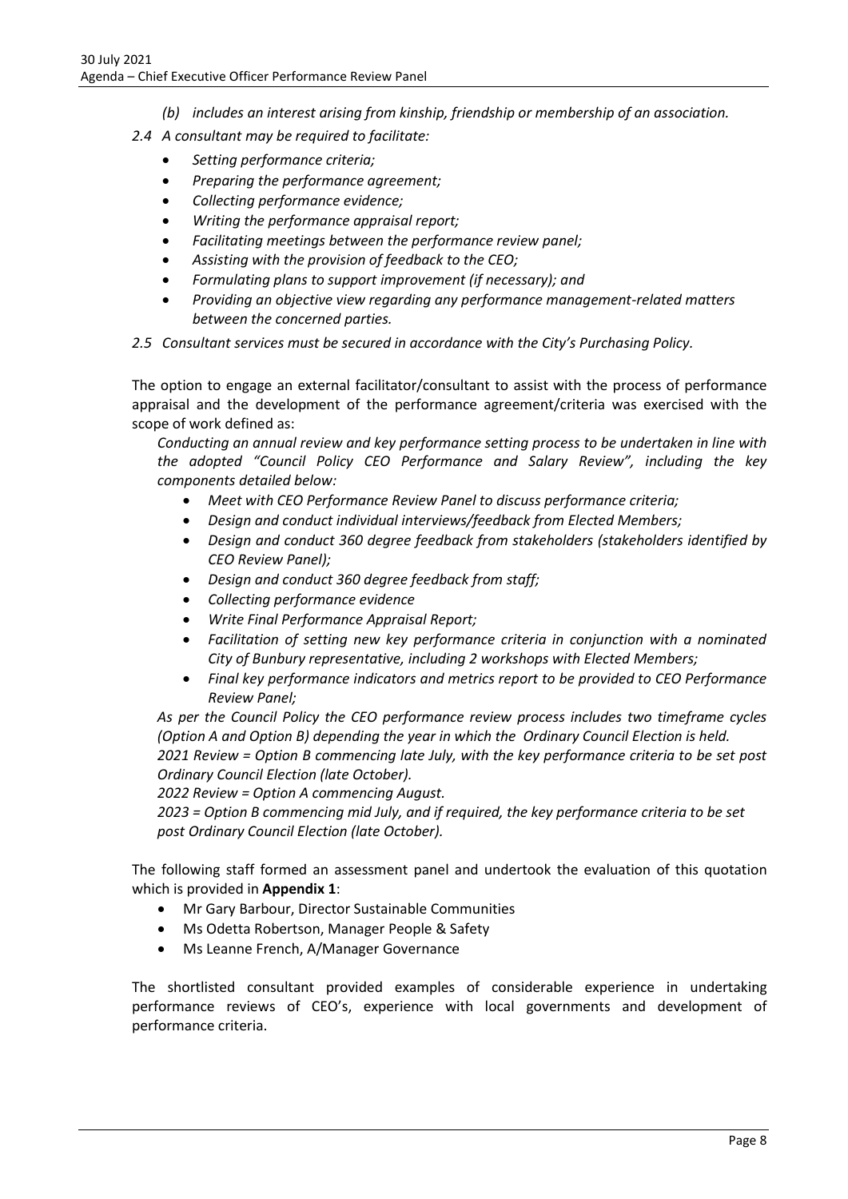*(b) includes an interest arising from kinship, friendship or membership of an association.*

*2.4 A consultant may be required to facilitate:*

- *Setting performance criteria;*
- *Preparing the performance agreement;*
- *Collecting performance evidence;*
- *Writing the performance appraisal report;*
- *Facilitating meetings between the performance review panel;*
- *Assisting with the provision of feedback to the CEO;*
- *Formulating plans to support improvement (if necessary); and*
- *Providing an objective view regarding any performance management-related matters between the concerned parties.*

*2.5 Consultant services must be secured in accordance with the City's Purchasing Policy.*

The option to engage an external facilitator/consultant to assist with the process of performance appraisal and the development of the performance agreement/criteria was exercised with the scope of work defined as:

*Conducting an annual review and key performance setting process to be undertaken in line with the adopted "Council Policy CEO Performance and Salary Review", including the key components detailed below:*

- *Meet with CEO Performance Review Panel to discuss performance criteria;*
- *Design and conduct individual interviews/feedback from Elected Members;*
- *Design and conduct 360 degree feedback from stakeholders (stakeholders identified by CEO Review Panel);*
- *Design and conduct 360 degree feedback from staff;*
- *Collecting performance evidence*
- *Write Final Performance Appraisal Report;*
- *Facilitation of setting new key performance criteria in conjunction with a nominated City of Bunbury representative, including 2 workshops with Elected Members;*
- *Final key performance indicators and metrics report to be provided to CEO Performance Review Panel;*

*As per the Council Policy the CEO performance review process includes two timeframe cycles (Option A and Option B) depending the year in which the Ordinary Council Election is held.*

*2021 Review = Option B commencing late July, with the key performance criteria to be set post Ordinary Council Election (late October).*

*2022 Review = Option A commencing August.*

*2023 = Option B commencing mid July, and if required, the key performance criteria to be set post Ordinary Council Election (late October).*

The following staff formed an assessment panel and undertook the evaluation of this quotation which is provided in **Appendix 1**:

- Mr Gary Barbour, Director Sustainable Communities
- Ms Odetta Robertson, Manager People & Safety
- Ms Leanne French, A/Manager Governance

The shortlisted consultant provided examples of considerable experience in undertaking performance reviews of CEO's, experience with local governments and development of performance criteria.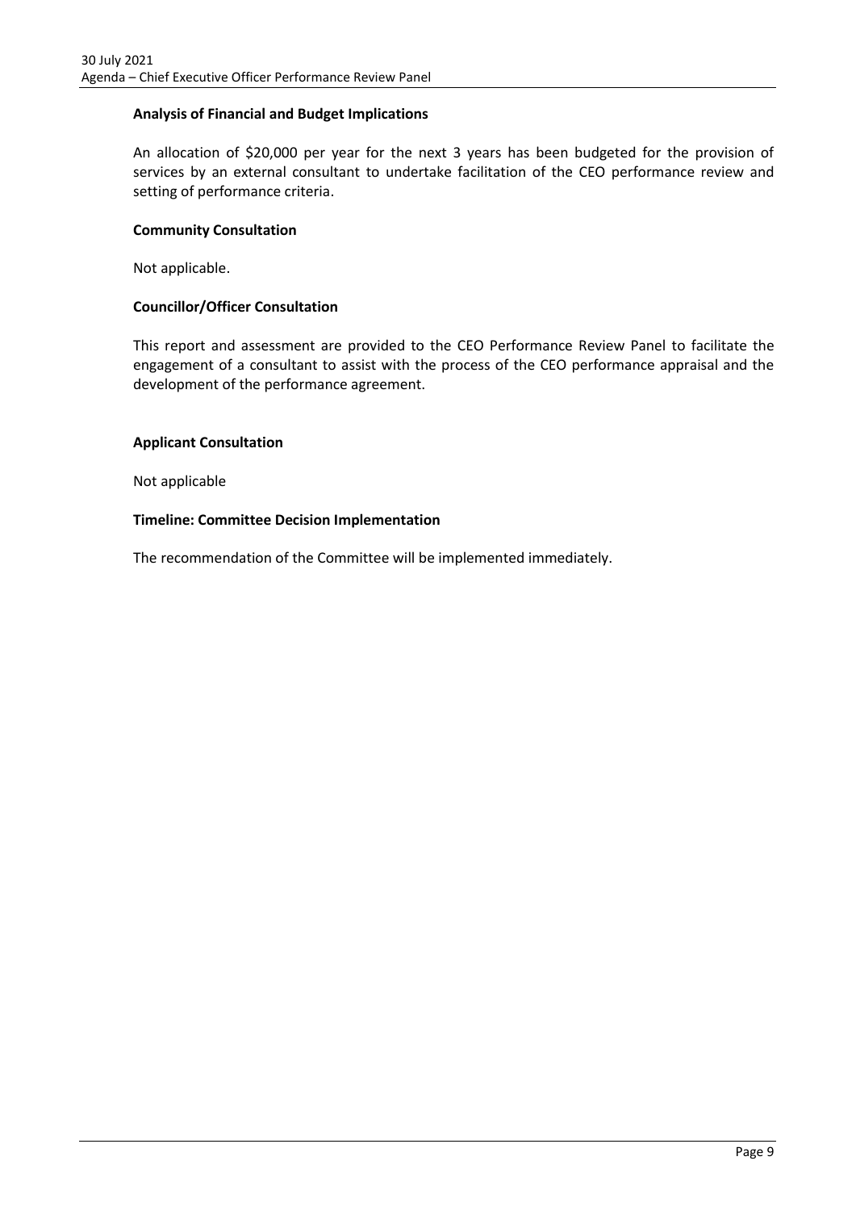**Analysis of Financial and Budget Implications**

An allocation of $20,000 per year for the next 3 years has been budgeted for the provision of services by an external consultant to undertake facilitation of the CEO performance review and setting of performance criteria.

**Community Consultation**

Not applicable.

**Councillor/Officer Consultation**

This report and assessment are provided to the CEO Performance Review Panel to facilitate the engagement of a consultant to assist with the process of the CEO performance appraisal and the development of the performance agreement.

**Applicant Consultation**

Not applicable

**Timeline: Committee Decision Implementation**

The recommendation of the Committee will be implemented immediately.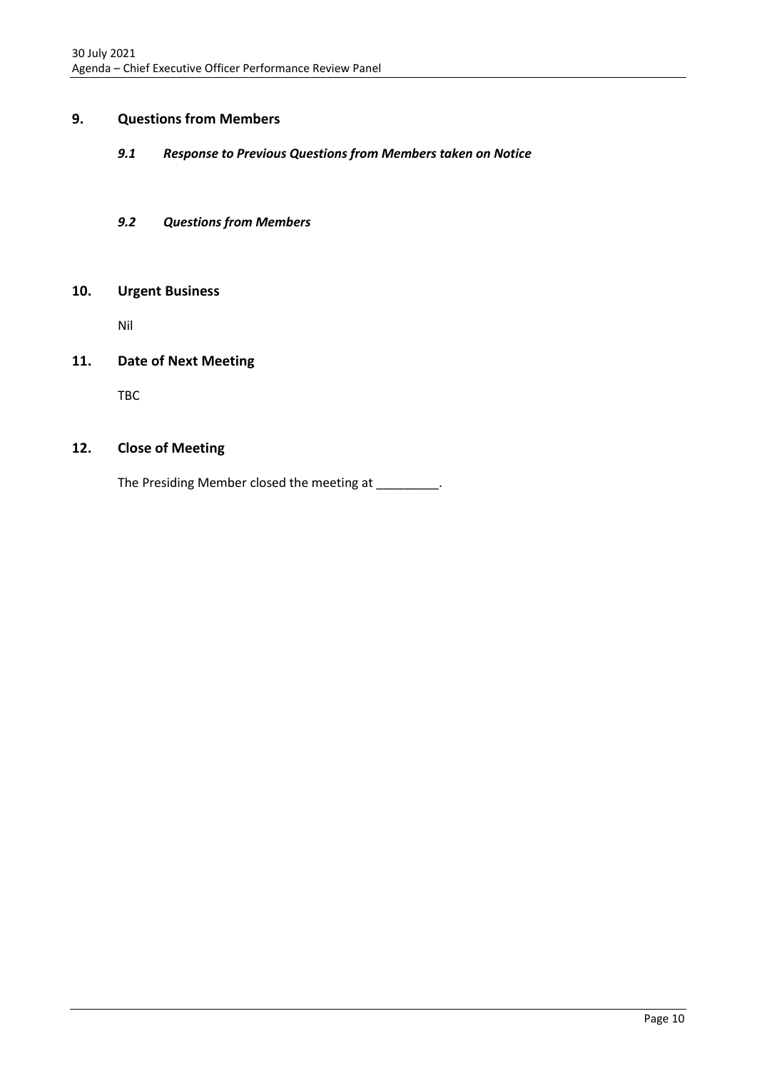## 9. Questions from Members

### *9.1 Response to Previous Questions from Members taken on Notice*

### *9.2 Questions from Members*

## 10. Urgent Business

Nil

## 11. Date of Next Meeting

TBC

## 12. Close of Meeting

The Presiding Member closed the meeting at _________.